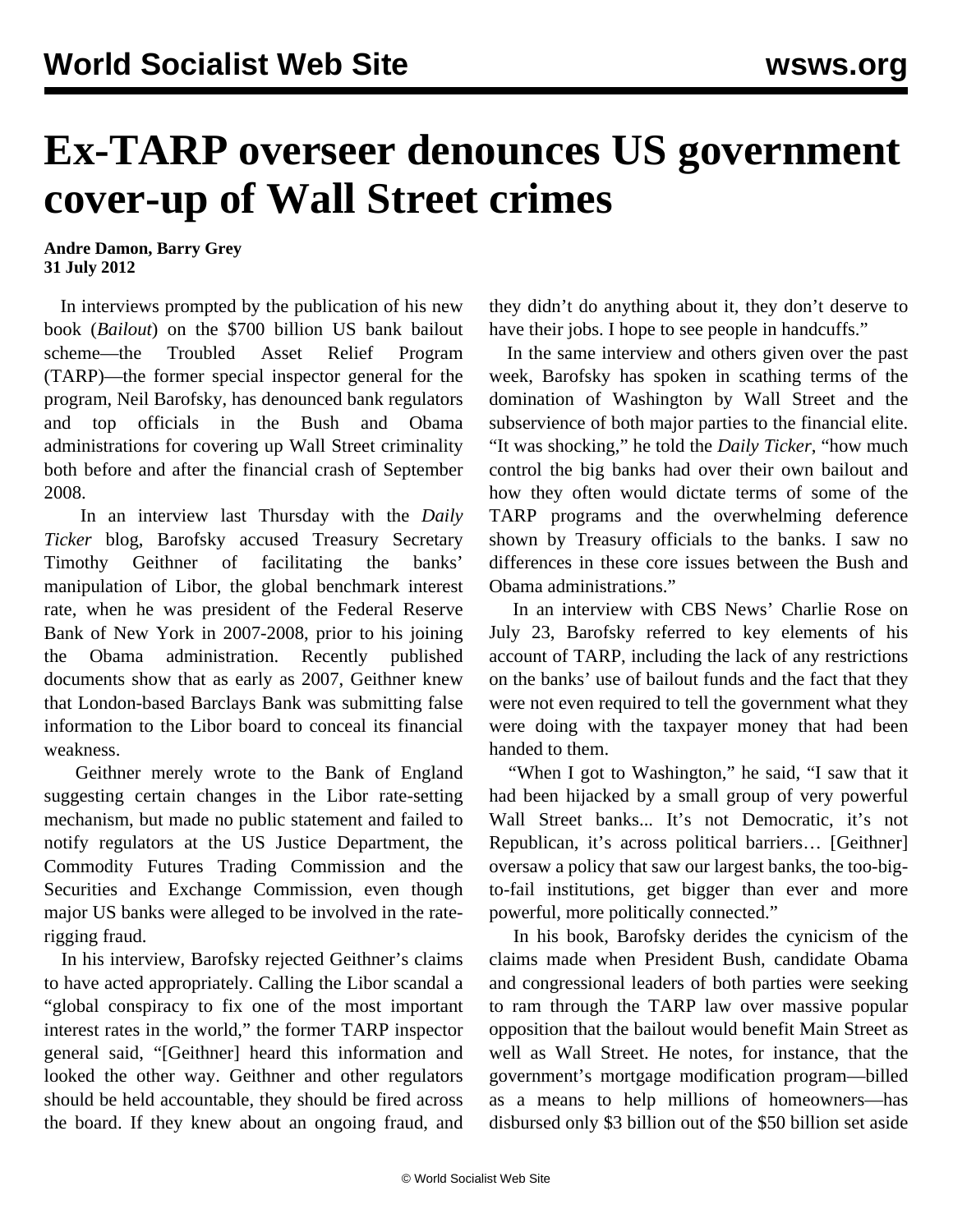# Ex-TARP overseer denounces US government cover-up of Wall Street crimes

**Andre Damon, Barry Grey**
**31 July 2012**

In interviews prompted by the publication of his new book (*Bailout*) on the $700 billion US bank bailout scheme—the Troubled Asset Relief Program (TARP)—the former special inspector general for the program, Neil Barofsky, has denounced bank regulators and top officials in the Bush and Obama administrations for covering up Wall Street criminality both before and after the financial crash of September 2008.

In an interview last Thursday with the *Daily Ticker* blog, Barofsky accused Treasury Secretary Timothy Geithner of facilitating the banks' manipulation of Libor, the global benchmark interest rate, when he was president of the Federal Reserve Bank of New York in 2007-2008, prior to his joining the Obama administration. Recently published documents show that as early as 2007, Geithner knew that London-based Barclays Bank was submitting false information to the Libor board to conceal its financial weakness.

Geithner merely wrote to the Bank of England suggesting certain changes in the Libor rate-setting mechanism, but made no public statement and failed to notify regulators at the US Justice Department, the Commodity Futures Trading Commission and the Securities and Exchange Commission, even though major US banks were alleged to be involved in the rate-rigging fraud.

In his interview, Barofsky rejected Geithner's claims to have acted appropriately. Calling the Libor scandal a "global conspiracy to fix one of the most important interest rates in the world," the former TARP inspector general said, "[Geithner] heard this information and looked the other way. Geithner and other regulators should be held accountable, they should be fired across the board. If they knew about an ongoing fraud, and they didn't do anything about it, they don't deserve to have their jobs. I hope to see people in handcuffs."

In the same interview and others given over the past week, Barofsky has spoken in scathing terms of the domination of Washington by Wall Street and the subservience of both major parties to the financial elite. "It was shocking," he told the *Daily Ticker*, "how much control the big banks had over their own bailout and how they often would dictate terms of some of the TARP programs and the overwhelming deference shown by Treasury officials to the banks. I saw no differences in these core issues between the Bush and Obama administrations."

In an interview with CBS News' Charlie Rose on July 23, Barofsky referred to key elements of his account of TARP, including the lack of any restrictions on the banks' use of bailout funds and the fact that they were not even required to tell the government what they were doing with the taxpayer money that had been handed to them.

"When I got to Washington," he said, "I saw that it had been hijacked by a small group of very powerful Wall Street banks... It's not Democratic, it's not Republican, it's across political barriers… [Geithner] oversaw a policy that saw our largest banks, the too-big-to-fail institutions, get bigger than ever and more powerful, more politically connected."

In his book, Barofsky derides the cynicism of the claims made when President Bush, candidate Obama and congressional leaders of both parties were seeking to ram through the TARP law over massive popular opposition that the bailout would benefit Main Street as well as Wall Street. He notes, for instance, that the government's mortgage modification program—billed as a means to help millions of homeowners—has disbursed only $3 billion out of the $50 billion set aside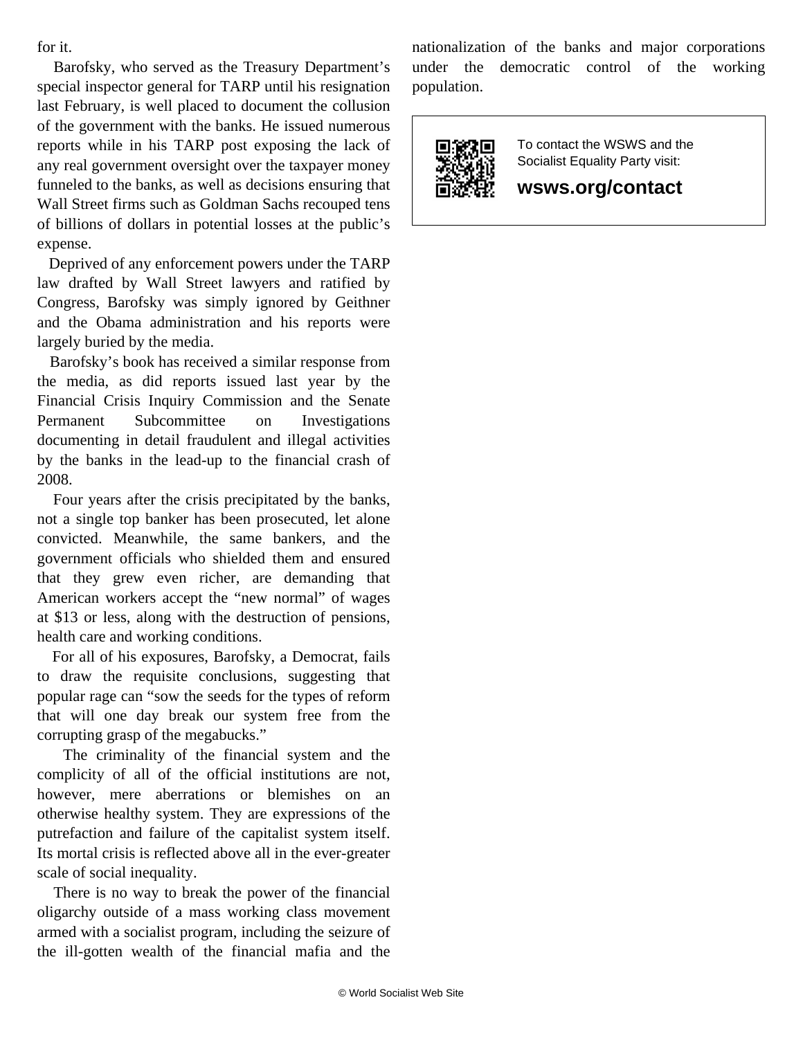for it.

Barofsky, who served as the Treasury Department's special inspector general for TARP until his resignation last February, is well placed to document the collusion of the government with the banks. He issued numerous reports while in his TARP post exposing the lack of any real government oversight over the taxpayer money funneled to the banks, as well as decisions ensuring that Wall Street firms such as Goldman Sachs recouped tens of billions of dollars in potential losses at the public's expense.

Deprived of any enforcement powers under the TARP law drafted by Wall Street lawyers and ratified by Congress, Barofsky was simply ignored by Geithner and the Obama administration and his reports were largely buried by the media.

Barofsky's book has received a similar response from the media, as did reports issued last year by the Financial Crisis Inquiry Commission and the Senate Permanent Subcommittee on Investigations documenting in detail fraudulent and illegal activities by the banks in the lead-up to the financial crash of 2008.

Four years after the crisis precipitated by the banks, not a single top banker has been prosecuted, let alone convicted. Meanwhile, the same bankers, and the government officials who shielded them and ensured that they grew even richer, are demanding that American workers accept the "new normal" of wages at $13 or less, along with the destruction of pensions, health care and working conditions.

For all of his exposures, Barofsky, a Democrat, fails to draw the requisite conclusions, suggesting that popular rage can "sow the seeds for the types of reform that will one day break our system free from the corrupting grasp of the megabucks."

The criminality of the financial system and the complicity of all of the official institutions are not, however, mere aberrations or blemishes on an otherwise healthy system. They are expressions of the putrefaction and failure of the capitalist system itself. Its mortal crisis is reflected above all in the ever-greater scale of social inequality.

There is no way to break the power of the financial oligarchy outside of a mass working class movement armed with a socialist program, including the seizure of the ill-gotten wealth of the financial mafia and the nationalization of the banks and major corporations under the democratic control of the working population.

To contact the WSWS and the Socialist Equality Party visit:

**wsws.org/contact**